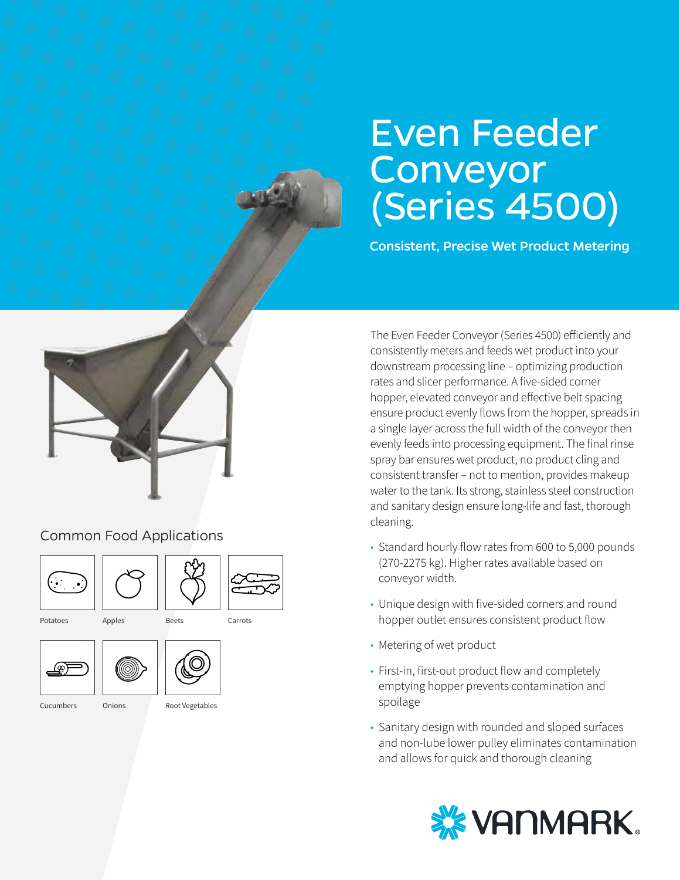# Even Feeder Conveyor (Series 4500)

**Consistent, Precise Wet Product Metering**

The Even Feeder Conveyor (Series 4500) efficiently and consistently meters and feeds wet product into your downstream processing line – optimizing production rates and slicer performance. A five-sided corner hopper, elevated conveyor and effective belt spacing ensure product evenly flows from the hopper, spreads in a single layer across the full width of the conveyor then evenly feeds into processing equipment. The final rinse spray bar ensures wet product, no product cling and consistent transfer – not to mention, provides makeup water to the tank. Its strong, stainless steel construction and sanitary design ensure long-life and fast, thorough cleaning.

- Standard hourly flow rates from 600 to 5,000 pounds (270-2275 kg). Higher rates available based on conveyor width.
- Unique design with five-sided corners and round hopper outlet ensures consistent product flow
- Metering of wet product
- First-in, first-out product flow and completely emptying hopper prevents contamination and spoilage
- Sanitary design with rounded and sloped surfaces and non-lube lower pulley eliminates contamination and allows for quick and thorough cleaning

## Common Food Applications

Potatoes

Apples

Beets

Carrots

Cucumbers

Onions

Root Vegetables

VANMARK®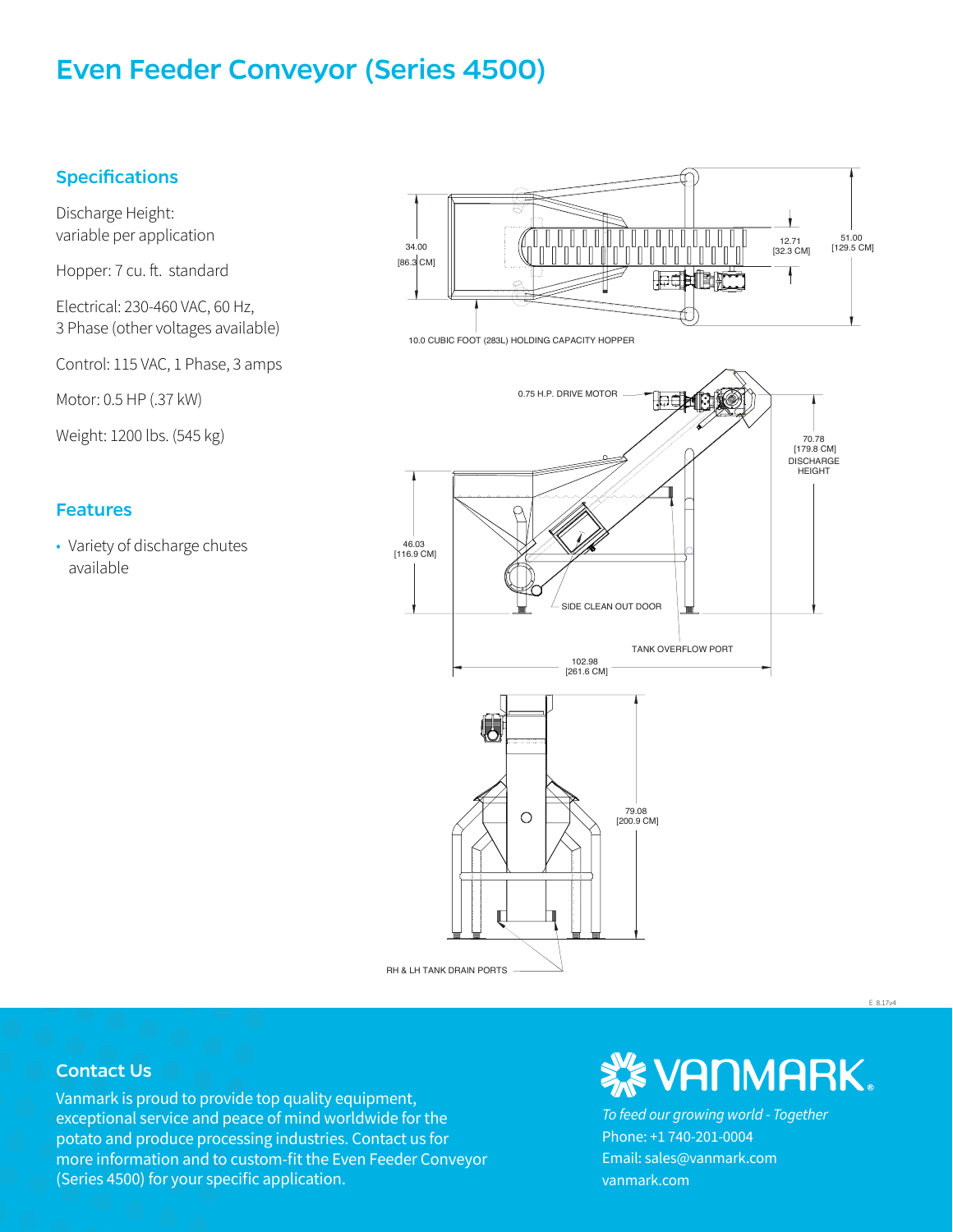# Even Feeder Conveyor (Series 4500)

## Specifications

Discharge Height:
variable per application

Hopper: 7 cu. ft. standard

Electrical: 230-460 VAC, 60 Hz,
3 Phase (other voltages available)

Control: 115 VAC, 1 Phase, 3 amps

Motor: 0.5 HP (.37 kW)

Weight: 1200 lbs. (545 kg)

## Features

- Variety of discharge chutes available

34.00
[86.3 CM]

12.71
[32.3 CM]

51.00
[129.5 CM]

10.0 CUBIC FOOT (283L) HOLDING CAPACITY HOPPER

0.75 H.P. DRIVE MOTOR

70.78
[179.8 CM]
DISCHARGE
HEIGHT

46.03
[116.9 CM]

SIDE CLEAN OUT DOOR

TANK OVERFLOW PORT

102.98
[261.6 CM]

79.08
[200.9 CM]

RH & LH TANK DRAIN PORTS

E. 8.17v4

## Contact Us

Vanmark is proud to provide top quality equipment, exceptional service and peace of mind worldwide for the potato and produce processing industries. Contact us for more information and to custom-fit the Even Feeder Conveyor (Series 4500) for your specific application.

VANMARK

*To feed our growing world - Together*

Phone: +1 740-201-0004

Email: sales@vanmark.com

vanmark.com